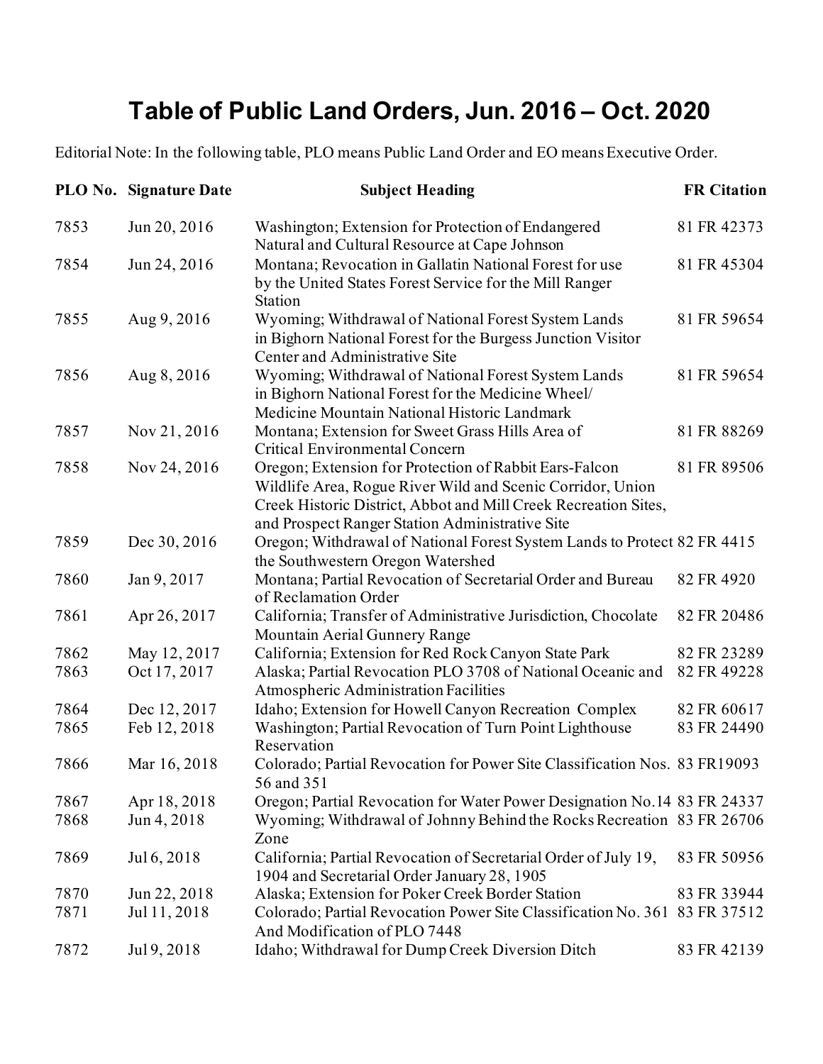# Table of Public Land Orders, Jun. 2016 – Oct. 2020

Editorial Note: In the following table, PLO means Public Land Order and EO means Executive Order.

| PLO No. | Signature Date | Subject Heading | FR Citation |
|---|---|---|---|
| 7853 | Jun 20, 2016 | Washington; Extension for Protection of Endangered Natural and Cultural Resource at Cape Johnson | 81 FR 42373 |
| 7854 | Jun 24, 2016 | Montana; Revocation in Gallatin National Forest for use by the United States Forest Service for the Mill Ranger Station | 81 FR 45304 |
| 7855 | Aug 9, 2016 | Wyoming; Withdrawal of National Forest System Lands in Bighorn National Forest for the Burgess Junction Visitor Center and Administrative Site | 81 FR 59654 |
| 7856 | Aug 8, 2016 | Wyoming; Withdrawal of National Forest System Lands in Bighorn National Forest for the Medicine Wheel/ Medicine Mountain National Historic Landmark | 81 FR 59654 |
| 7857 | Nov 21, 2016 | Montana; Extension for Sweet Grass Hills Area of Critical Environmental Concern | 81 FR 88269 |
| 7858 | Nov 24, 2016 | Oregon; Extension for Protection of Rabbit Ears-Falcon Wildlife Area, Rogue River Wild and Scenic Corridor, Union Creek Historic District, Abbot and Mill Creek Recreation Sites, and Prospect Ranger Station Administrative Site | 81 FR 89506 |
| 7859 | Dec 30, 2016 | Oregon; Withdrawal of National Forest System Lands to Protect the Southwestern Oregon Watershed | 82 FR 4415 |
| 7860 | Jan 9, 2017 | Montana; Partial Revocation of Secretarial Order and Bureau of Reclamation Order | 82 FR 4920 |
| 7861 | Apr 26, 2017 | California; Transfer of Administrative Jurisdiction, Chocolate Mountain Aerial Gunnery Range | 82 FR 20486 |
| 7862 | May 12, 2017 | California; Extension for Red Rock Canyon State Park | 82 FR 23289 |
| 7863 | Oct 17, 2017 | Alaska; Partial Revocation PLO 3708 of National Oceanic and Atmospheric Administration Facilities | 82 FR 49228 |
| 7864 | Dec 12, 2017 | Idaho; Extension for Howell Canyon Recreation Complex | 82 FR 60617 |
| 7865 | Feb 12, 2018 | Washington; Partial Revocation of Turn Point Lighthouse Reservation | 83 FR 24490 |
| 7866 | Mar 16, 2018 | Colorado; Partial Revocation for Power Site Classification Nos. 56 and 351 | 83 FR19093 |
| 7867 | Apr 18, 2018 | Oregon; Partial Revocation for Water Power Designation No.14 | 83 FR 24337 |
| 7868 | Jun 4, 2018 | Wyoming; Withdrawal of Johnny Behind the Rocks Recreation Zone | 83 FR 26706 |
| 7869 | Jul 6, 2018 | California; Partial Revocation of Secretarial Order of July 19, 1904 and Secretarial Order January 28, 1905 | 83 FR 50956 |
| 7870 | Jun 22, 2018 | Alaska; Extension for Poker Creek Border Station | 83 FR 33944 |
| 7871 | Jul 11, 2018 | Colorado; Partial Revocation Power Site Classification No. 361 And Modification of PLO 7448 | 83 FR 37512 |
| 7872 | Jul 9, 2018 | Idaho; Withdrawal for Dump Creek Diversion Ditch | 83 FR 42139 |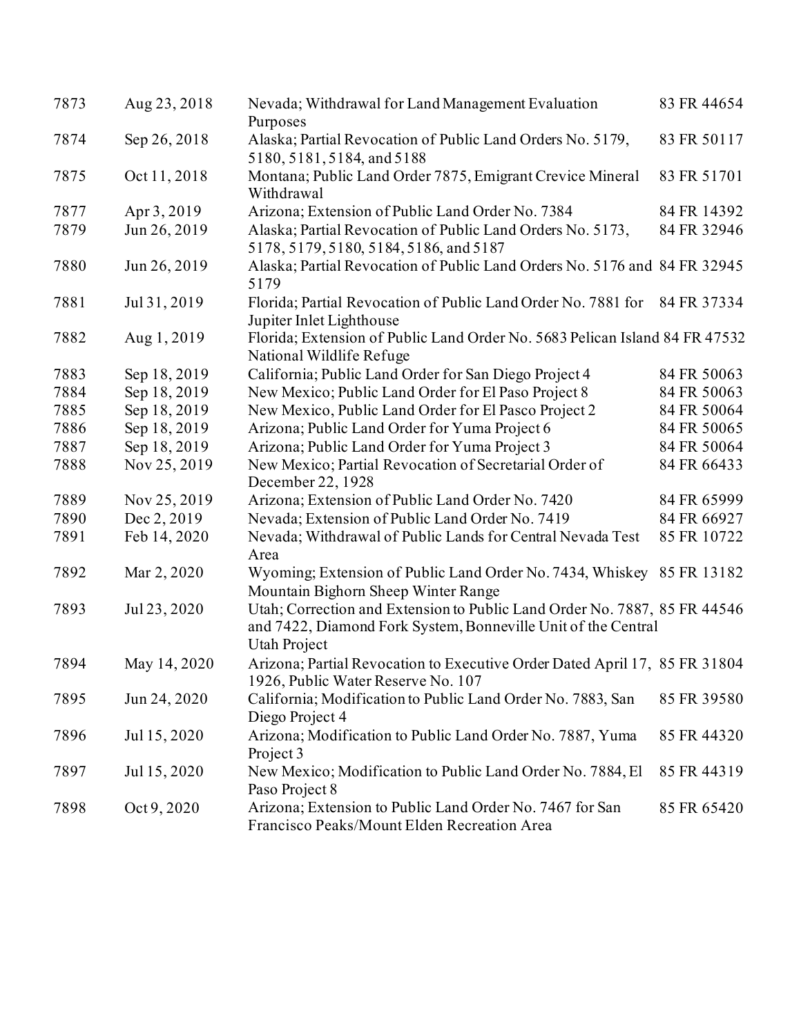| | | | |
|---|---|---|---|
| 7873 | Aug 23, 2018 | Nevada; Withdrawal for Land Management Evaluation Purposes | 83 FR 44654 |
| 7874 | Sep 26, 2018 | Alaska; Partial Revocation of Public Land Orders No. 5179, 5180, 5181, 5184, and 5188 | 83 FR 50117 |
| 7875 | Oct 11, 2018 | Montana; Public Land Order 7875, Emigrant Crevice Mineral Withdrawal | 83 FR 51701 |
| 7877 | Apr 3, 2019 | Arizona; Extension of Public Land Order No. 7384 | 84 FR 14392 |
| 7879 | Jun 26, 2019 | Alaska; Partial Revocation of Public Land Orders No. 5173, 5178, 5179, 5180, 5184, 5186, and 5187 | 84 FR 32946 |
| 7880 | Jun 26, 2019 | Alaska; Partial Revocation of Public Land Orders No. 5176 and 5179 | 84 FR 32945 |
| 7881 | Jul 31, 2019 | Florida; Partial Revocation of Public Land Order No. 7881 for Jupiter Inlet Lighthouse | 84 FR 37334 |
| 7882 | Aug 1, 2019 | Florida; Extension of Public Land Order No. 5683 Pelican Island National Wildlife Refuge | 84 FR 47532 |
| 7883 | Sep 18, 2019 | California; Public Land Order for San Diego Project 4 | 84 FR 50063 |
| 7884 | Sep 18, 2019 | New Mexico; Public Land Order for El Paso Project 8 | 84 FR 50063 |
| 7885 | Sep 18, 2019 | New Mexico, Public Land Order for El Pasco Project 2 | 84 FR 50064 |
| 7886 | Sep 18, 2019 | Arizona; Public Land Order for Yuma Project 6 | 84 FR 50065 |
| 7887 | Sep 18, 2019 | Arizona; Public Land Order for Yuma Project 3 | 84 FR 50064 |
| 7888 | Nov 25, 2019 | New Mexico; Partial Revocation of Secretarial Order of December 22, 1928 | 84 FR 66433 |
| 7889 | Nov 25, 2019 | Arizona; Extension of Public Land Order No. 7420 | 84 FR 65999 |
| 7890 | Dec 2, 2019 | Nevada; Extension of Public Land Order No. 7419 | 84 FR 66927 |
| 7891 | Feb 14, 2020 | Nevada; Withdrawal of Public Lands for Central Nevada Test Area | 85 FR 10722 |
| 7892 | Mar 2, 2020 | Wyoming; Extension of Public Land Order No. 7434, Whiskey Mountain Bighorn Sheep Winter Range | 85 FR 13182 |
| 7893 | Jul 23, 2020 | Utah; Correction and Extension to Public Land Order No. 7887, and 7422, Diamond Fork System, Bonneville Unit of the Central Utah Project | 85 FR 44546 |
| 7894 | May 14, 2020 | Arizona; Partial Revocation to Executive Order Dated April 17, 1926, Public Water Reserve No. 107 | 85 FR 31804 |
| 7895 | Jun 24, 2020 | California; Modification to Public Land Order No. 7883, San Diego Project 4 | 85 FR 39580 |
| 7896 | Jul 15, 2020 | Arizona; Modification to Public Land Order No. 7887, Yuma Project 3 | 85 FR 44320 |
| 7897 | Jul 15, 2020 | New Mexico; Modification to Public Land Order No. 7884, El Paso Project 8 | 85 FR 44319 |
| 7898 | Oct 9, 2020 | Arizona; Extension to Public Land Order No. 7467 for San Francisco Peaks/Mount Elden Recreation Area | 85 FR 65420 |